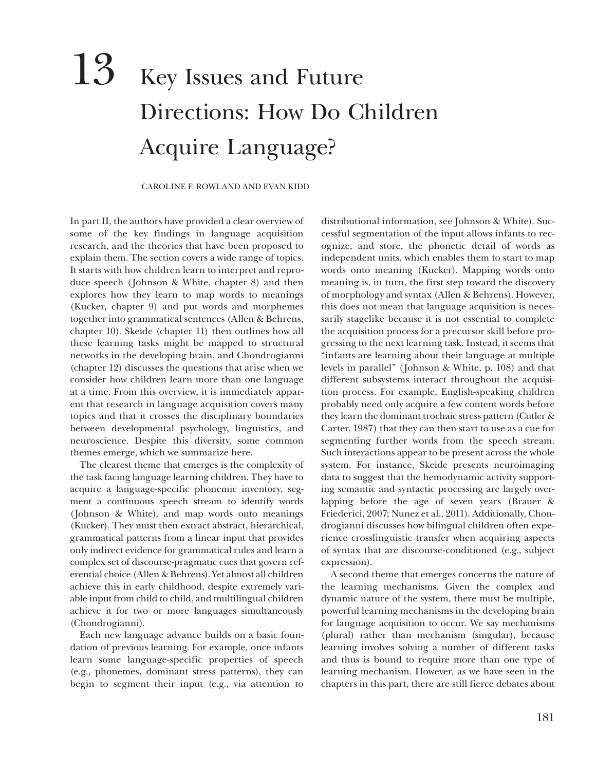# 13 Key Issues and Future Directions: How Do Children Acquire Language?

CAROLINE F. ROWLAND AND EVAN KIDD

In part II, the authors have provided a clear overview of some of the key findings in language acquisition research, and the theories that have been proposed to explain them. The section covers a wide range of topics. It starts with how children learn to interpret and reproduce speech (Johnson & White, chapter 8) and then explores how they learn to map words to meanings (Kucker, chapter 9) and put words and morphemes together into grammatical sentences (Allen & Behrens, chapter 10). Skeide (chapter 11) then outlines how all these learning tasks might be mapped to structural networks in the developing brain, and Chondrogianni (chapter 12) discusses the questions that arise when we consider how children learn more than one language at a time. From this overview, it is immediately apparent that research in language acquisition covers many topics and that it crosses the disciplinary boundaries between developmental psychology, linguistics, and neuroscience. Despite this diversity, some common themes emerge, which we summarize here.

The clearest theme that emerges is the complexity of the task facing language learning children. They have to acquire a language-specific phonemic inventory, segment a continuous speech stream to identify words (Johnson & White), and map words onto meanings (Kucker). They must then extract abstract, hierarchical, grammatical patterns from a linear input that provides only indirect evidence for grammatical rules and learn a complex set of discourse-pragmatic cues that govern referential choice (Allen & Behrens). Yet almost all children achieve this in early childhood, despite extremely variable input from child to child, and multilingual children achieve it for two or more languages simultaneously (Chondrogianni).

Each new language advance builds on a basic foundation of previous learning. For example, once infants learn some language-specific properties of speech (e.g., phonemes, dominant stress patterns), they can begin to segment their input (e.g., via attention to distributional information, see Johnson & White). Successful segmentation of the input allows infants to recognize, and store, the phonetic detail of words as independent units, which enables them to start to map words onto meaning (Kucker). Mapping words onto meaning is, in turn, the first step toward the discovery of morphology and syntax (Allen & Behrens). However, this does not mean that language acquisition is necessarily stagelike because it is not essential to complete the acquisition process for a precursor skill before progressing to the next learning task. Instead, it seems that "infants are learning about their language at multiple levels in parallel" (Johnson & White, p. 108) and that different subsystems interact throughout the acquisition process. For example, English-speaking children probably need only acquire a few content words before they learn the dominant trochaic stress pattern (Cutler & Carter, 1987) that they can then start to use as a cue for segmenting further words from the speech stream. Such interactions appear to be present across the whole system. For instance, Skeide presents neuroimaging data to suggest that the hemodynamic activity supporting semantic and syntactic processing are largely overlapping before the age of seven years (Brauer & Friederici, 2007; Nunez et al., 2011). Additionally, Chondrogianni discusses how bilingual children often experience crosslinguistic transfer when acquiring aspects of syntax that are discourse-conditioned (e.g., subject expression).

A second theme that emerges concerns the nature of the learning mechanisms. Given the complex and dynamic nature of the system, there must be multiple, powerful learning mechanisms in the developing brain for language acquisition to occur. We say mechanisms (plural) rather than mechanism (singular), because learning involves solving a number of different tasks and thus is bound to require more than one type of learning mechanism. However, as we have seen in the chapters in this part, there are still fierce debates about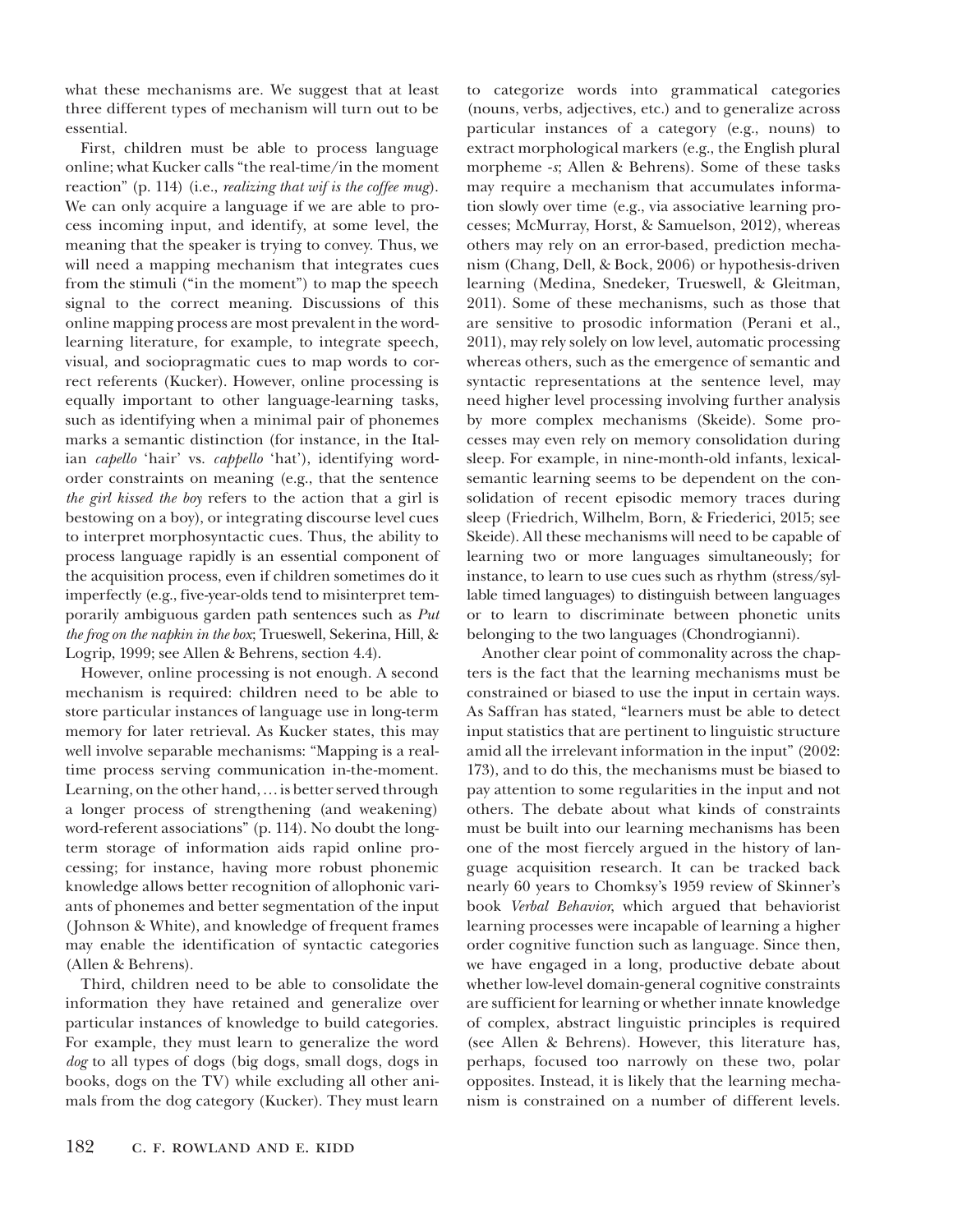what these mechanisms are. We suggest that at least three different types of mechanism will turn out to be essential.

First, children must be able to process language online; what Kucker calls "the real-time/in the moment reaction" (p. 114) (i.e., *realizing that wif is the coffee mug*). We can only acquire a language if we are able to process incoming input, and identify, at some level, the meaning that the speaker is trying to convey. Thus, we will need a mapping mechanism that integrates cues from the stimuli ("in the moment") to map the speech signal to the correct meaning. Discussions of this online mapping process are most prevalent in the word-learning literature, for example, to integrate speech, visual, and sociopragmatic cues to map words to correct referents (Kucker). However, online processing is equally important to other language-learning tasks, such as identifying when a minimal pair of phonemes marks a semantic distinction (for instance, in the Italian *capello* 'hair' vs. *cappello* 'hat'), identifying word-order constraints on meaning (e.g., that the sentence *the girl kissed the boy* refers to the action that a girl is bestowing on a boy), or integrating discourse level cues to interpret morphosyntactic cues. Thus, the ability to process language rapidly is an essential component of the acquisition process, even if children sometimes do it imperfectly (e.g., five-year-olds tend to misinterpret temporarily ambiguous garden path sentences such as *Put the frog on the napkin in the box*; Trueswell, Sekerina, Hill, & Logrip, 1999; see Allen & Behrens, section 4.4).

However, online processing is not enough. A second mechanism is required: children need to be able to store particular instances of language use in long-term memory for later retrieval. As Kucker states, this may well involve separable mechanisms: "Mapping is a real-time process serving communication in-the-moment. Learning, on the other hand, … is better served through a longer process of strengthening (and weakening) word-referent associations" (p. 114). No doubt the long-term storage of information aids rapid online processing; for instance, having more robust phonemic knowledge allows better recognition of allophonic variants of phonemes and better segmentation of the input (Johnson & White), and knowledge of frequent frames may enable the identification of syntactic categories (Allen & Behrens).

Third, children need to be able to consolidate the information they have retained and generalize over particular instances of knowledge to build categories. For example, they must learn to generalize the word *dog* to all types of dogs (big dogs, small dogs, dogs in books, dogs on the TV) while excluding all other animals from the dog category (Kucker). They must learn to categorize words into grammatical categories (nouns, verbs, adjectives, etc.) and to generalize across particular instances of a category (e.g., nouns) to extract morphological markers (e.g., the English plural morpheme *-s*; Allen & Behrens). Some of these tasks may require a mechanism that accumulates information slowly over time (e.g., via associative learning processes; McMurray, Horst, & Samuelson, 2012), whereas others may rely on an error-based, prediction mechanism (Chang, Dell, & Bock, 2006) or hypothesis-driven learning (Medina, Snedeker, Trueswell, & Gleitman, 2011). Some of these mechanisms, such as those that are sensitive to prosodic information (Perani et al., 2011), may rely solely on low level, automatic processing whereas others, such as the emergence of semantic and syntactic representations at the sentence level, may need higher level processing involving further analysis by more complex mechanisms (Skeide). Some processes may even rely on memory consolidation during sleep. For example, in nine-month-old infants, lexical-semantic learning seems to be dependent on the consolidation of recent episodic memory traces during sleep (Friedrich, Wilhelm, Born, & Friederici, 2015; see Skeide). All these mechanisms will need to be capable of learning two or more languages simultaneously; for instance, to learn to use cues such as rhythm (stress/syllable timed languages) to distinguish between languages or to learn to discriminate between phonetic units belonging to the two languages (Chondrogianni).

Another clear point of commonality across the chapters is the fact that the learning mechanisms must be constrained or biased to use the input in certain ways. As Saffran has stated, "learners must be able to detect input statistics that are pertinent to linguistic structure amid all the irrelevant information in the input" (2002: 173), and to do this, the mechanisms must be biased to pay attention to some regularities in the input and not others. The debate about what kinds of constraints must be built into our learning mechanisms has been one of the most fiercely argued in the history of language acquisition research. It can be tracked back nearly 60 years to Chomsky's 1959 review of Skinner's book *Verbal Behavior*, which argued that behaviorist learning processes were incapable of learning a higher order cognitive function such as language. Since then, we have engaged in a long, productive debate about whether low-level domain-general cognitive constraints are sufficient for learning or whether innate knowledge of complex, abstract linguistic principles is required (see Allen & Behrens). However, this literature has, perhaps, focused too narrowly on these two, polar opposites. Instead, it is likely that the learning mechanism is constrained on a number of different levels.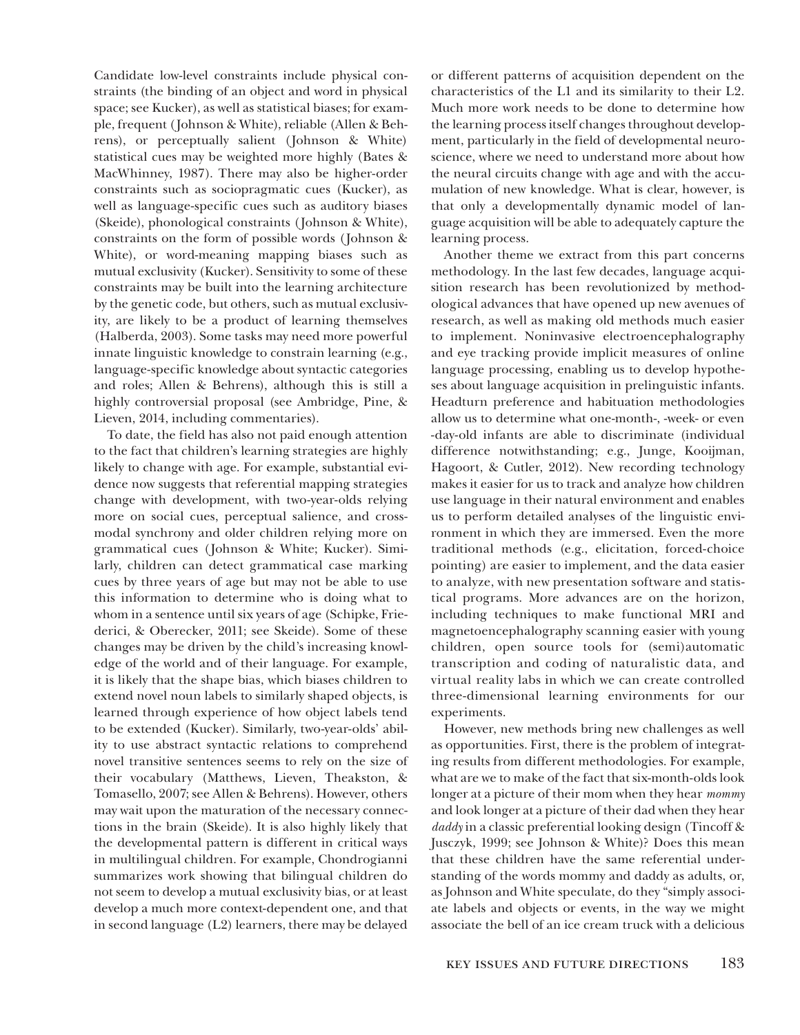Candidate low-level constraints include physical constraints (the binding of an object and word in physical space; see Kucker), as well as statistical biases; for example, frequent (Johnson & White), reliable (Allen & Behrens), or perceptually salient (Johnson & White) statistical cues may be weighted more highly (Bates & MacWhinney, 1987). There may also be higher-order constraints such as sociopragmatic cues (Kucker), as well as language-specific cues such as auditory biases (Skeide), phonological constraints (Johnson & White), constraints on the form of possible words (Johnson & White), or word-meaning mapping biases such as mutual exclusivity (Kucker). Sensitivity to some of these constraints may be built into the learning architecture by the genetic code, but others, such as mutual exclusivity, are likely to be a product of learning themselves (Halberda, 2003). Some tasks may need more powerful innate linguistic knowledge to constrain learning (e.g., language-specific knowledge about syntactic categories and roles; Allen & Behrens), although this is still a highly controversial proposal (see Ambridge, Pine, & Lieven, 2014, including commentaries).

To date, the field has also not paid enough attention to the fact that children's learning strategies are highly likely to change with age. For example, substantial evidence now suggests that referential mapping strategies change with development, with two-year-olds relying more on social cues, perceptual salience, and cross-modal synchrony and older children relying more on grammatical cues (Johnson & White; Kucker). Similarly, children can detect grammatical case marking cues by three years of age but may not be able to use this information to determine who is doing what to whom in a sentence until six years of age (Schipke, Friederici, & Oberecker, 2011; see Skeide). Some of these changes may be driven by the child's increasing knowledge of the world and of their language. For example, it is likely that the shape bias, which biases children to extend novel noun labels to similarly shaped objects, is learned through experience of how object labels tend to be extended (Kucker). Similarly, two-year-olds' ability to use abstract syntactic relations to comprehend novel transitive sentences seems to rely on the size of their vocabulary (Matthews, Lieven, Theakston, & Tomasello, 2007; see Allen & Behrens). However, others may wait upon the maturation of the necessary connections in the brain (Skeide). It is also highly likely that the developmental pattern is different in critical ways in multilingual children. For example, Chondrogianni summarizes work showing that bilingual children do not seem to develop a mutual exclusivity bias, or at least develop a much more context-dependent one, and that in second language (L2) learners, there may be delayed or different patterns of acquisition dependent on the characteristics of the L1 and its similarity to their L2. Much more work needs to be done to determine how the learning process itself changes throughout development, particularly in the field of developmental neuroscience, where we need to understand more about how the neural circuits change with age and with the accumulation of new knowledge. What is clear, however, is that only a developmentally dynamic model of language acquisition will be able to adequately capture the learning process.

Another theme we extract from this part concerns methodology. In the last few decades, language acquisition research has been revolutionized by methodological advances that have opened up new avenues of research, as well as making old methods much easier to implement. Noninvasive electroencephalography and eye tracking provide implicit measures of online language processing, enabling us to develop hypotheses about language acquisition in prelinguistic infants. Headturn preference and habituation methodologies allow us to determine what one-month-, -week- or even -day-old infants are able to discriminate (individual difference notwithstanding; e.g., Junge, Kooijman, Hagoort, & Cutler, 2012). New recording technology makes it easier for us to track and analyze how children use language in their natural environment and enables us to perform detailed analyses of the linguistic environment in which they are immersed. Even the more traditional methods (e.g., elicitation, forced-choice pointing) are easier to implement, and the data easier to analyze, with new presentation software and statistical programs. More advances are on the horizon, including techniques to make functional MRI and magnetoencephalography scanning easier with young children, open source tools for (semi)automatic transcription and coding of naturalistic data, and virtual reality labs in which we can create controlled three-dimensional learning environments for our experiments.

However, new methods bring new challenges as well as opportunities. First, there is the problem of integrating results from different methodologies. For example, what are we to make of the fact that six-month-olds look longer at a picture of their mom when they hear *mommy* and look longer at a picture of their dad when they hear *daddy* in a classic preferential looking design (Tincoff & Jusczyk, 1999; see Johnson & White)? Does this mean that these children have the same referential understanding of the words mommy and daddy as adults, or, as Johnson and White speculate, do they "simply associate labels and objects or events, in the way we might associate the bell of an ice cream truck with a delicious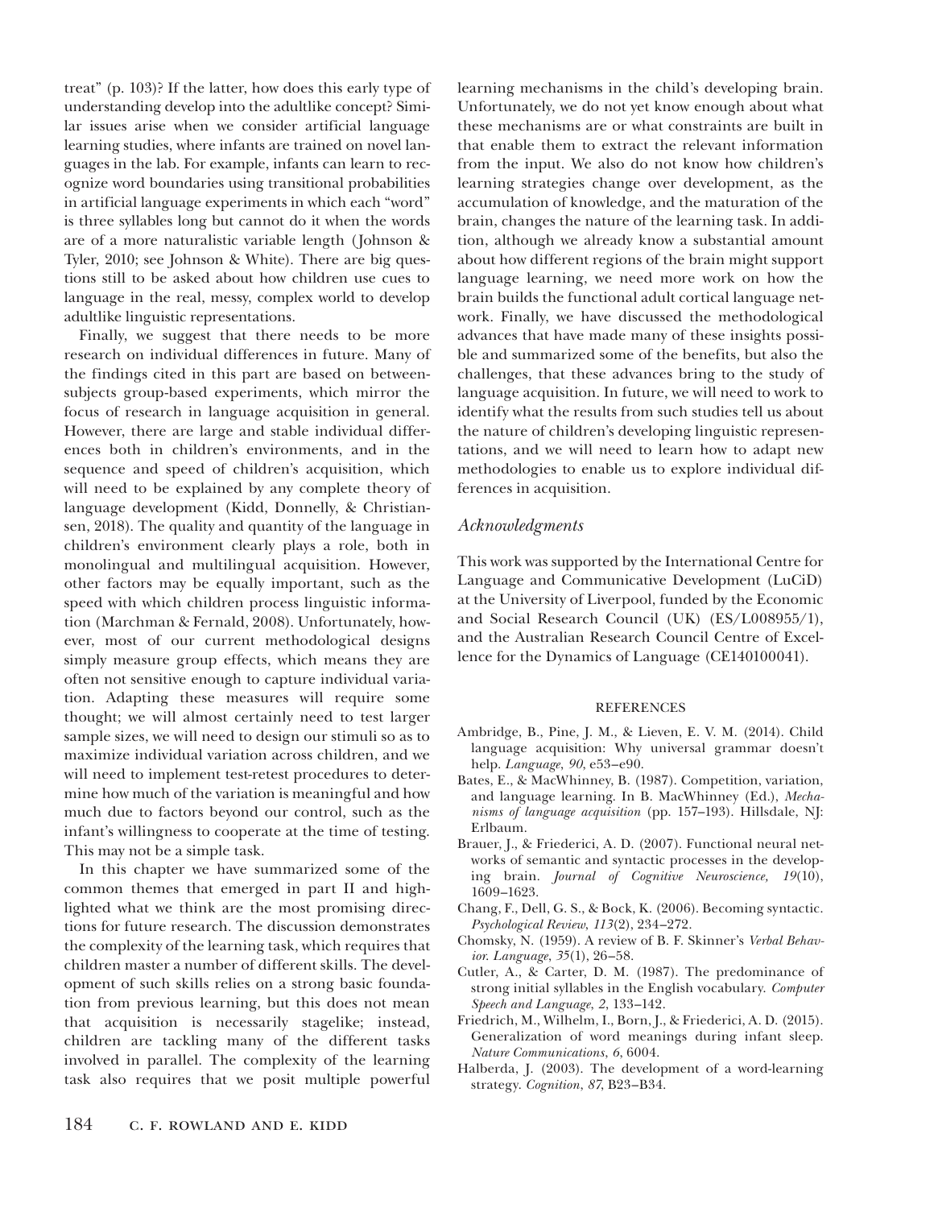treat" (p. 103)? If the latter, how does this early type of understanding develop into the adultlike concept? Similar issues arise when we consider artificial language learning studies, where infants are trained on novel languages in the lab. For example, infants can learn to recognize word boundaries using transitional probabilities in artificial language experiments in which each "word" is three syllables long but cannot do it when the words are of a more naturalistic variable length (Johnson & Tyler, 2010; see Johnson & White). There are big questions still to be asked about how children use cues to language in the real, messy, complex world to develop adultlike linguistic representations.

Finally, we suggest that there needs to be more research on individual differences in future. Many of the findings cited in this part are based on between-subjects group-based experiments, which mirror the focus of research in language acquisition in general. However, there are large and stable individual differences both in children's environments, and in the sequence and speed of children's acquisition, which will need to be explained by any complete theory of language development (Kidd, Donnelly, & Christiansen, 2018). The quality and quantity of the language in children's environment clearly plays a role, both in monolingual and multilingual acquisition. However, other factors may be equally important, such as the speed with which children process linguistic information (Marchman & Fernald, 2008). Unfortunately, however, most of our current methodological designs simply measure group effects, which means they are often not sensitive enough to capture individual variation. Adapting these measures will require some thought; we will almost certainly need to test larger sample sizes, we will need to design our stimuli so as to maximize individual variation across children, and we will need to implement test-retest procedures to determine how much of the variation is meaningful and how much due to factors beyond our control, such as the infant's willingness to cooperate at the time of testing. This may not be a simple task.

In this chapter we have summarized some of the common themes that emerged in part II and highlighted what we think are the most promising directions for future research. The discussion demonstrates the complexity of the learning task, which requires that children master a number of different skills. The development of such skills relies on a strong basic foundation from previous learning, but this does not mean that acquisition is necessarily stagelike; instead, children are tackling many of the different tasks involved in parallel. The complexity of the learning task also requires that we posit multiple powerful learning mechanisms in the child's developing brain. Unfortunately, we do not yet know enough about what these mechanisms are or what constraints are built in that enable them to extract the relevant information from the input. We also do not know how children's learning strategies change over development, as the accumulation of knowledge, and the maturation of the brain, changes the nature of the learning task. In addition, although we already know a substantial amount about how different regions of the brain might support language learning, we need more work on how the brain builds the functional adult cortical language network. Finally, we have discussed the methodological advances that have made many of these insights possible and summarized some of the benefits, but also the challenges, that these advances bring to the study of language acquisition. In future, we will need to work to identify what the results from such studies tell us about the nature of children's developing linguistic representations, and we will need to learn how to adapt new methodologies to enable us to explore individual differences in acquisition.

## *Acknowledgments*

This work was supported by the International Centre for Language and Communicative Development (LuCiD) at the University of Liverpool, funded by the Economic and Social Research Council (UK) (ES/L008955/1), and the Australian Research Council Centre of Excellence for the Dynamics of Language (CE140100041).

## REFERENCES

Ambridge, B., Pine, J. M., & Lieven, E. V. M. (2014). Child language acquisition: Why universal grammar doesn't help. *Language*, *90*, e53–e90.

Bates, E., & MacWhinney, B. (1987). Competition, variation, and language learning. In B. MacWhinney (Ed.), *Mechanisms of language acquisition* (pp. 157–193). Hillsdale, NJ: Erlbaum.

Brauer, J., & Friederici, A. D. (2007). Functional neural networks of semantic and syntactic processes in the developing brain. *Journal of Cognitive Neuroscience, 19*(10), 1609–1623.

Chang, F., Dell, G. S., & Bock, K. (2006). Becoming syntactic. *Psychological Review*, *113*(2), 234–272.

Chomsky, N. (1959). A review of B. F. Skinner's *Verbal Behavior*. *Language*, *35*(1), 26–58.

Cutler, A., & Carter, D. M. (1987). The predominance of strong initial syllables in the English vocabulary. *Computer Speech and Language, 2*, 133–142.

Friedrich, M., Wilhelm, I., Born, J., & Friederici, A. D. (2015). Generalization of word meanings during infant sleep. *Nature Communications*, *6*, 6004.

Halberda, J. (2003). The development of a word-learning strategy. *Cognition*, *87*, B23–B34.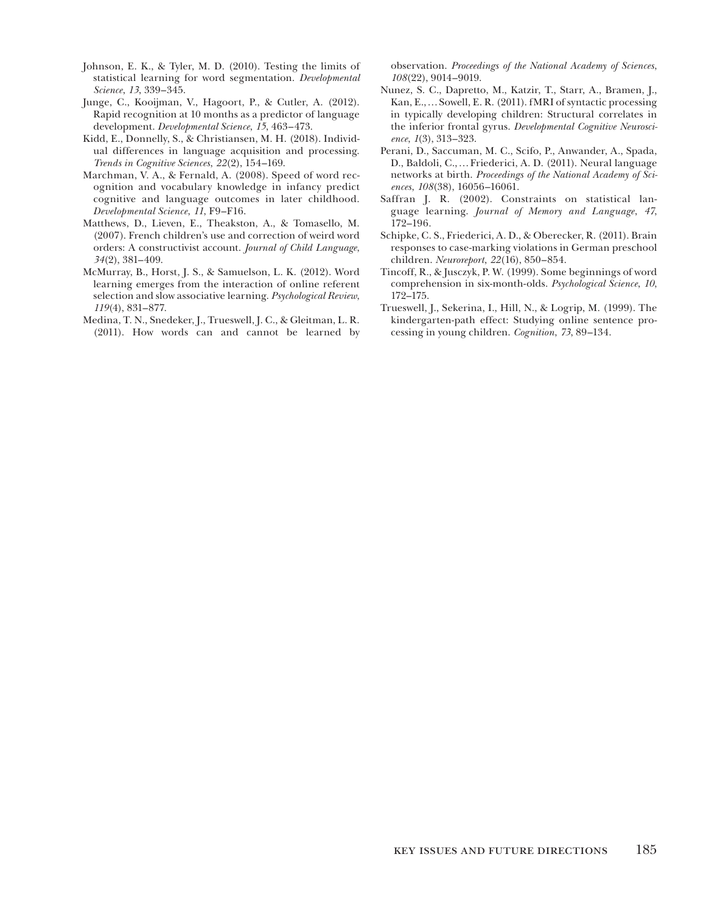Johnson, E. K., & Tyler, M. D. (2010). Testing the limits of statistical learning for word segmentation. *Developmental Science*, *13*, 339–345.

Junge, C., Kooijman, V., Hagoort, P., & Cutler, A. (2012). Rapid recognition at 10 months as a predictor of language development. *Developmental Science*, *15*, 463–473.

Kidd, E., Donnelly, S., & Christiansen, M. H. (2018). Individual differences in language acquisition and processing. *Trends in Cognitive Sciences*, *22*(2), 154–169.

Marchman, V. A., & Fernald, A. (2008). Speed of word recognition and vocabulary knowledge in infancy predict cognitive and language outcomes in later childhood. *Developmental Science*, *11*, F9–F16.

Matthews, D., Lieven, E., Theakston, A., & Tomasello, M. (2007). French children's use and correction of weird word orders: A constructivist account. *Journal of Child Language*, *34*(2), 381–409.

McMurray, B., Horst, J. S., & Samuelson, L. K. (2012). Word learning emerges from the interaction of online referent selection and slow associative learning. *Psychological Review*, *119*(4), 831–877.

Medina, T. N., Snedeker, J., Trueswell, J. C., & Gleitman, L. R. (2011). How words can and cannot be learned by observation. *Proceedings of the National Academy of Sciences*, *108*(22), 9014–9019.

Nunez, S. C., Dapretto, M., Katzir, T., Starr, A., Bramen, J., Kan, E., … Sowell, E. R. (2011). fMRI of syntactic processing in typically developing children: Structural correlates in the inferior frontal gyrus. *Developmental Cognitive Neuroscience*, *1*(3), 313–323.

Perani, D., Saccuman, M. C., Scifo, P., Anwander, A., Spada, D., Baldoli, C., … Friederici, A. D. (2011). Neural language networks at birth. *Proceedings of the National Academy of Sciences*, *108*(38), 16056–16061.

Saffran J. R. (2002). Constraints on statistical language learning. *Journal of Memory and Language*, *47*, 172–196.

Schipke, C. S., Friederici, A. D., & Oberecker, R. (2011). Brain responses to case-marking violations in German preschool children. *Neuroreport*, *22*(16), 850–854.

Tincoff, R., & Jusczyk, P. W. (1999). Some beginnings of word comprehension in six-month-olds. *Psychological Science*, *10*, 172–175.

Trueswell, J., Sekerina, I., Hill, N., & Logrip, M. (1999). The kindergarten-path effect: Studying online sentence processing in young children. *Cognition*, *73*, 89–134.